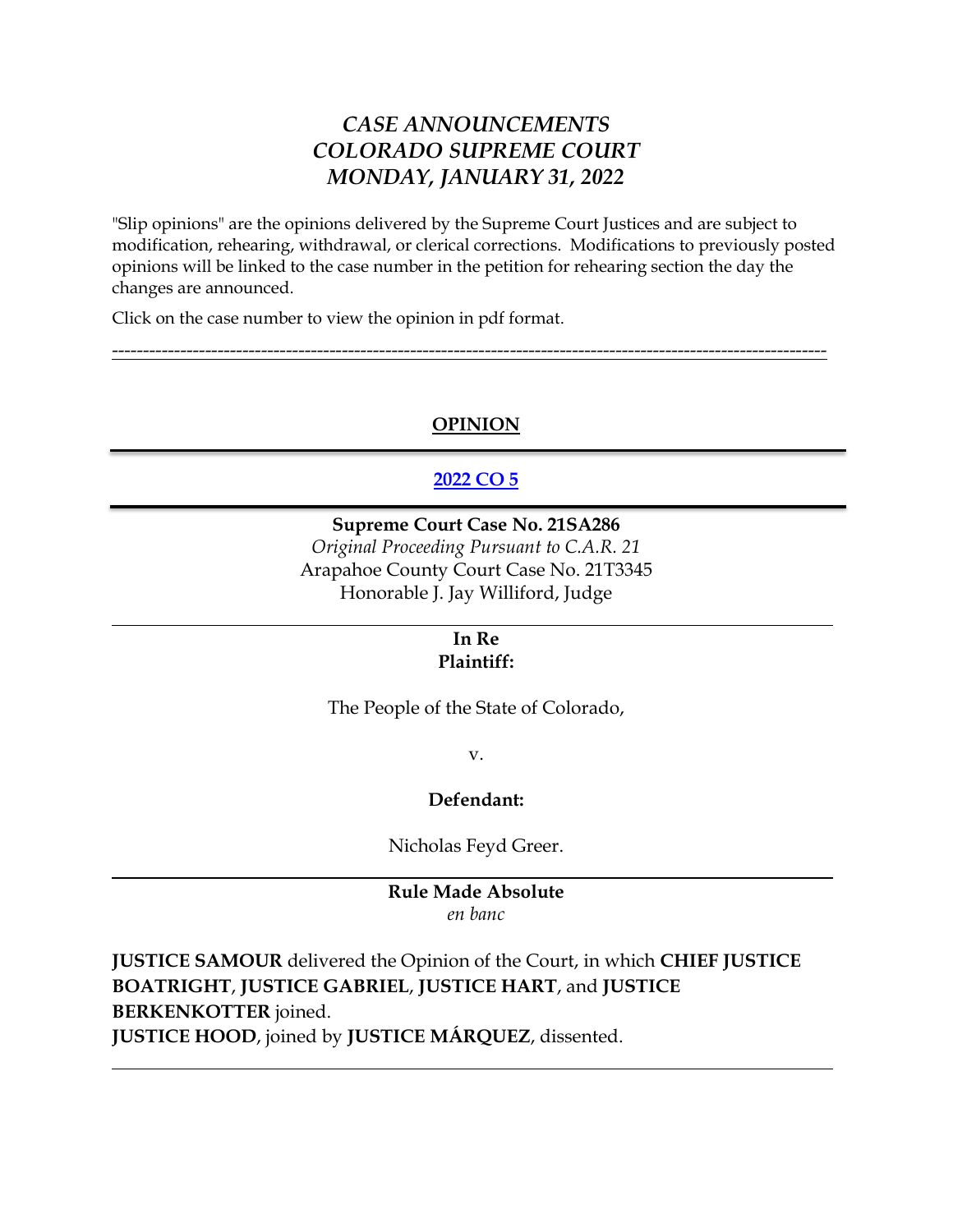# *CASE ANNOUNCEMENTS*
# *COLORADO SUPREME COURT*
# *MONDAY, JANUARY 31, 2022*

"Slip opinions" are the opinions delivered by the Supreme Court Justices and are subject to modification, rehearing, withdrawal, or clerical corrections. Modifications to previously posted opinions will be linked to the case number in the petition for rehearing section the day the changes are announced.

Click on the case number to view the opinion in pdf format.

---

## OPINION

---

## 2022 CO 5

---

**Supreme Court Case No. 21SA286**

*Original Proceeding Pursuant to C.A.R. 21*

Arapahoe County Court Case No. 21T3345

Honorable J. Jay Williford, Judge

---

**In Re**

**Plaintiff:**

The People of the State of Colorado,

v.

**Defendant:**

Nicholas Feyd Greer.

---

**Rule Made Absolute**

*en banc*

**JUSTICE SAMOUR** delivered the Opinion of the Court, in which **CHIEF JUSTICE BOATRIGHT**, **JUSTICE GABRIEL**, **JUSTICE HART**, and **JUSTICE BERKENKOTTER** joined.

**JUSTICE HOOD**, joined by **JUSTICE MÁRQUEZ**, dissented.

---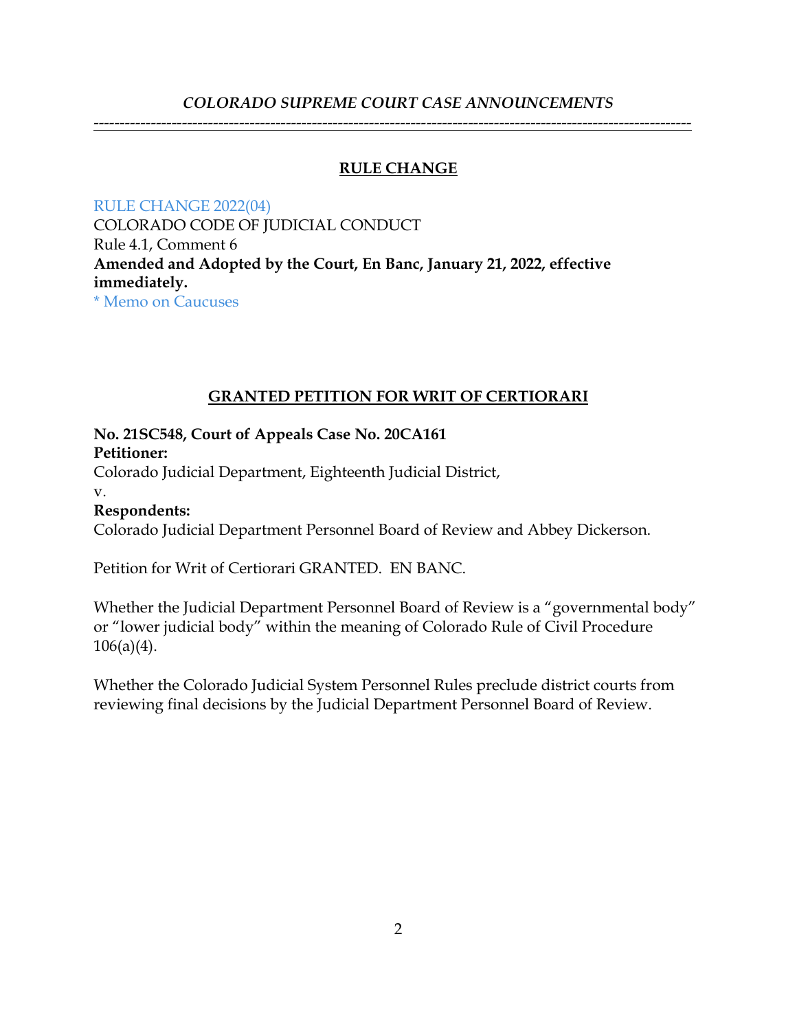## RULE CHANGE

RULE CHANGE 2022(04)
COLORADO CODE OF JUDICIAL CONDUCT
Rule 4.1, Comment 6
**Amended and Adopted by the Court, En Banc, January 21, 2022, effective immediately.**
* Memo on Caucuses

## GRANTED PETITION FOR WRIT OF CERTIORARI

**No. 21SC548, Court of Appeals Case No. 20CA161**
**Petitioner:**
Colorado Judicial Department, Eighteenth Judicial District,
v.
**Respondents:**
Colorado Judicial Department Personnel Board of Review and Abbey Dickerson.

Petition for Writ of Certiorari GRANTED. EN BANC.

Whether the Judicial Department Personnel Board of Review is a "governmental body" or "lower judicial body" within the meaning of Colorado Rule of Civil Procedure 106(a)(4).

Whether the Colorado Judicial System Personnel Rules preclude district courts from reviewing final decisions by the Judicial Department Personnel Board of Review.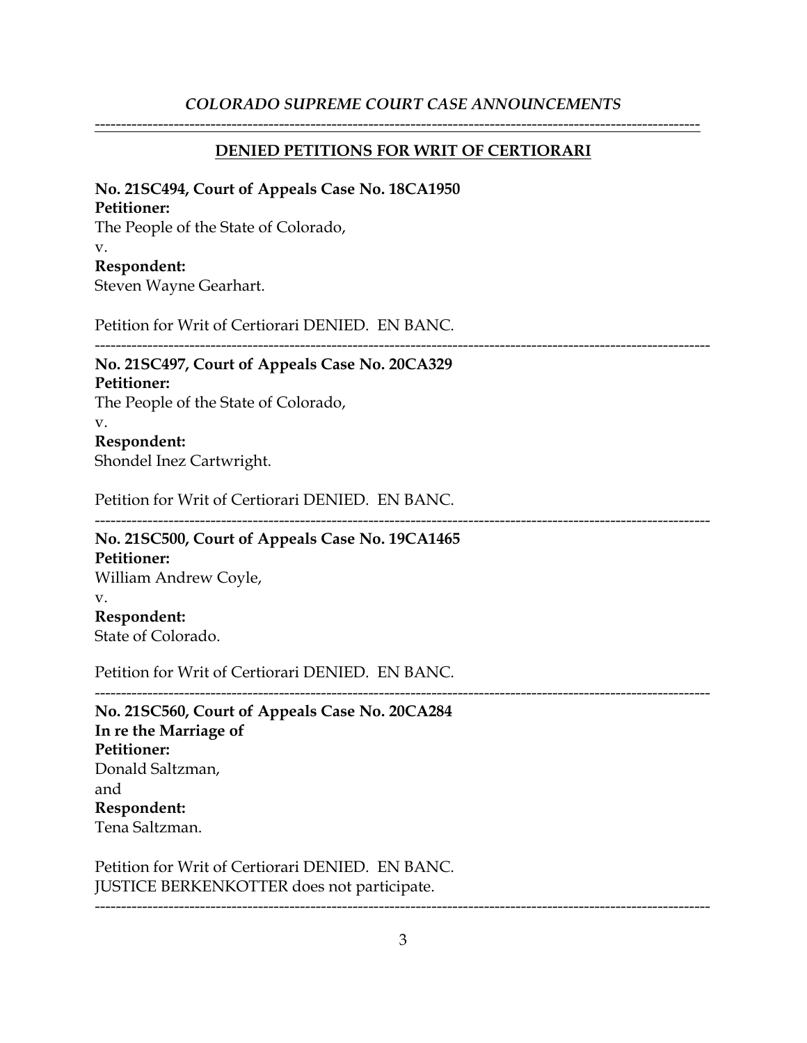*COLORADO SUPREME COURT CASE ANNOUNCEMENTS*

---

## DENIED PETITIONS FOR WRIT OF CERTIORARI

**No. 21SC494, Court of Appeals Case No. 18CA1950**
**Petitioner:**
The People of the State of Colorado,
v.
**Respondent:**
Steven Wayne Gearhart.

Petition for Writ of Certiorari DENIED. EN BANC.

---

**No. 21SC497, Court of Appeals Case No. 20CA329**
**Petitioner:**
The People of the State of Colorado,
v.
**Respondent:**
Shondel Inez Cartwright.

Petition for Writ of Certiorari DENIED. EN BANC.

---

**No. 21SC500, Court of Appeals Case No. 19CA1465**
**Petitioner:**
William Andrew Coyle,
v.
**Respondent:**
State of Colorado.

Petition for Writ of Certiorari DENIED. EN BANC.

---

**No. 21SC560, Court of Appeals Case No. 20CA284**
**In re the Marriage of**
**Petitioner:**
Donald Saltzman,
and
**Respondent:**
Tena Saltzman.

Petition for Writ of Certiorari DENIED. EN BANC.
JUSTICE BERKENKOTTER does not participate.

---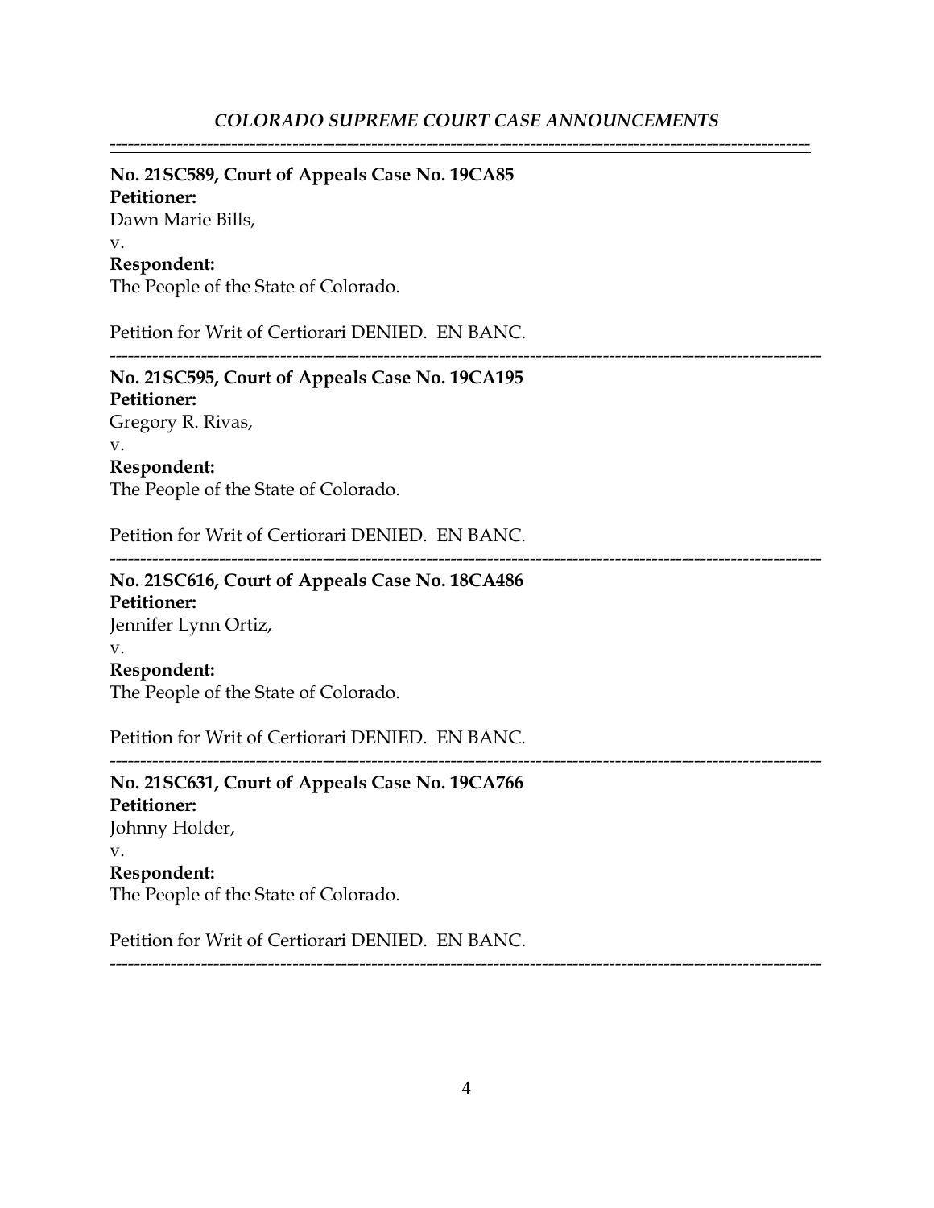---

**No. 21SC589, Court of Appeals Case No. 19CA85**
**Petitioner:**
Dawn Marie Bills,
v.
**Respondent:**
The People of the State of Colorado.

Petition for Writ of Certiorari DENIED. EN BANC.

---

**No. 21SC595, Court of Appeals Case No. 19CA195**
**Petitioner:**
Gregory R. Rivas,
v.
**Respondent:**
The People of the State of Colorado.

Petition for Writ of Certiorari DENIED. EN BANC.

---

**No. 21SC616, Court of Appeals Case No. 18CA486**
**Petitioner:**
Jennifer Lynn Ortiz,
v.
**Respondent:**
The People of the State of Colorado.

Petition for Writ of Certiorari DENIED. EN BANC.

---

**No. 21SC631, Court of Appeals Case No. 19CA766**
**Petitioner:**
Johnny Holder,
v.
**Respondent:**
The People of the State of Colorado.

Petition for Writ of Certiorari DENIED. EN BANC.

---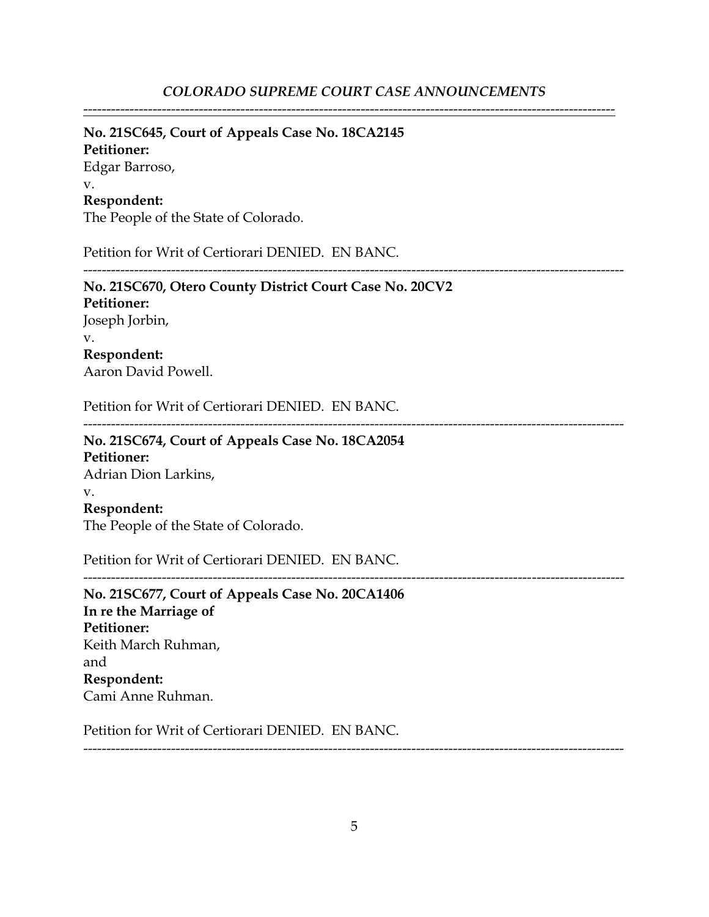**No. 21SC645, Court of Appeals Case No. 18CA2145**
**Petitioner:**
Edgar Barroso,
v.
**Respondent:**
The People of the State of Colorado.

Petition for Writ of Certiorari DENIED. EN BANC.

---

**No. 21SC670, Otero County District Court Case No. 20CV2**
**Petitioner:**
Joseph Jorbin,
v.
**Respondent:**
Aaron David Powell.

Petition for Writ of Certiorari DENIED. EN BANC.

---

**No. 21SC674, Court of Appeals Case No. 18CA2054**
**Petitioner:**
Adrian Dion Larkins,
v.
**Respondent:**
The People of the State of Colorado.

Petition for Writ of Certiorari DENIED. EN BANC.

---

**No. 21SC677, Court of Appeals Case No. 20CA1406**
**In re the Marriage of**
**Petitioner:**
Keith March Ruhman,
and
**Respondent:**
Cami Anne Ruhman.

Petition for Writ of Certiorari DENIED. EN BANC.

---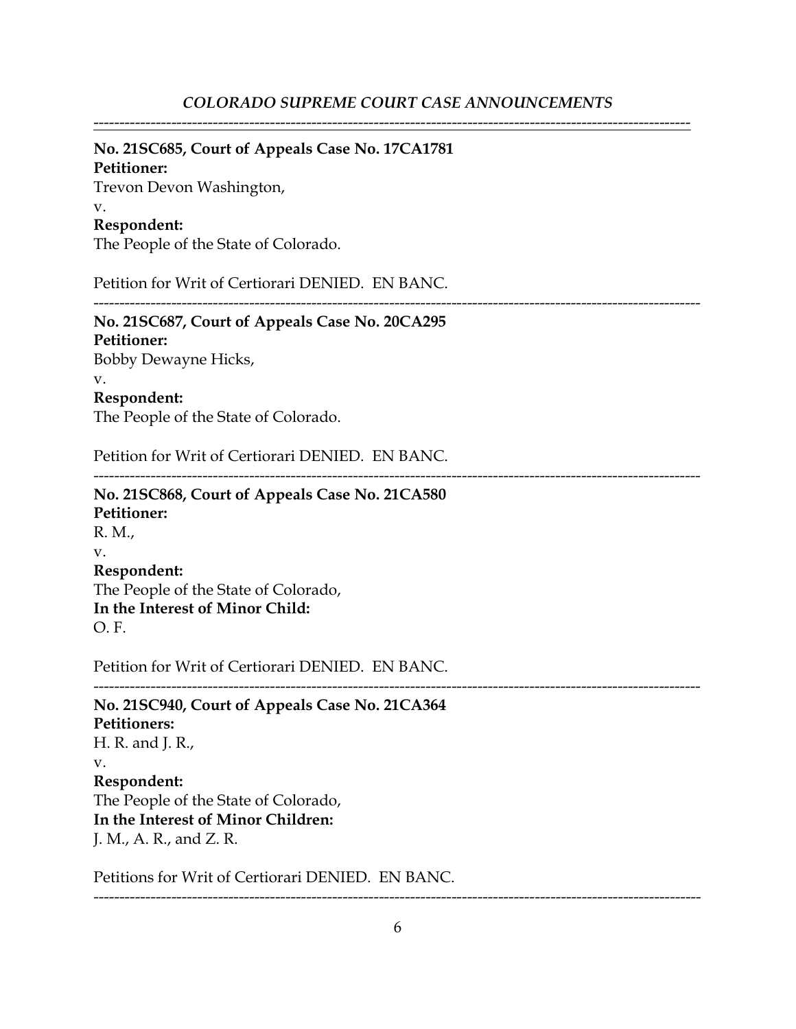---

**No. 21SC685, Court of Appeals Case No. 17CA1781**
**Petitioner:**
Trevon Devon Washington,
v.
**Respondent:**
The People of the State of Colorado.

Petition for Writ of Certiorari DENIED. EN BANC.

---

**No. 21SC687, Court of Appeals Case No. 20CA295**
**Petitioner:**
Bobby Dewayne Hicks,
v.
**Respondent:**
The People of the State of Colorado.

Petition for Writ of Certiorari DENIED. EN BANC.

---

**No. 21SC868, Court of Appeals Case No. 21CA580**
**Petitioner:**
R. M.,
v.
**Respondent:**
The People of the State of Colorado,
**In the Interest of Minor Child:**
O. F.

Petition for Writ of Certiorari DENIED. EN BANC.

---

**No. 21SC940, Court of Appeals Case No. 21CA364**
**Petitioners:**
H. R. and J. R.,
v.
**Respondent:**
The People of the State of Colorado,
**In the Interest of Minor Children:**
J. M., A. R., and Z. R.

Petitions for Writ of Certiorari DENIED. EN BANC.

---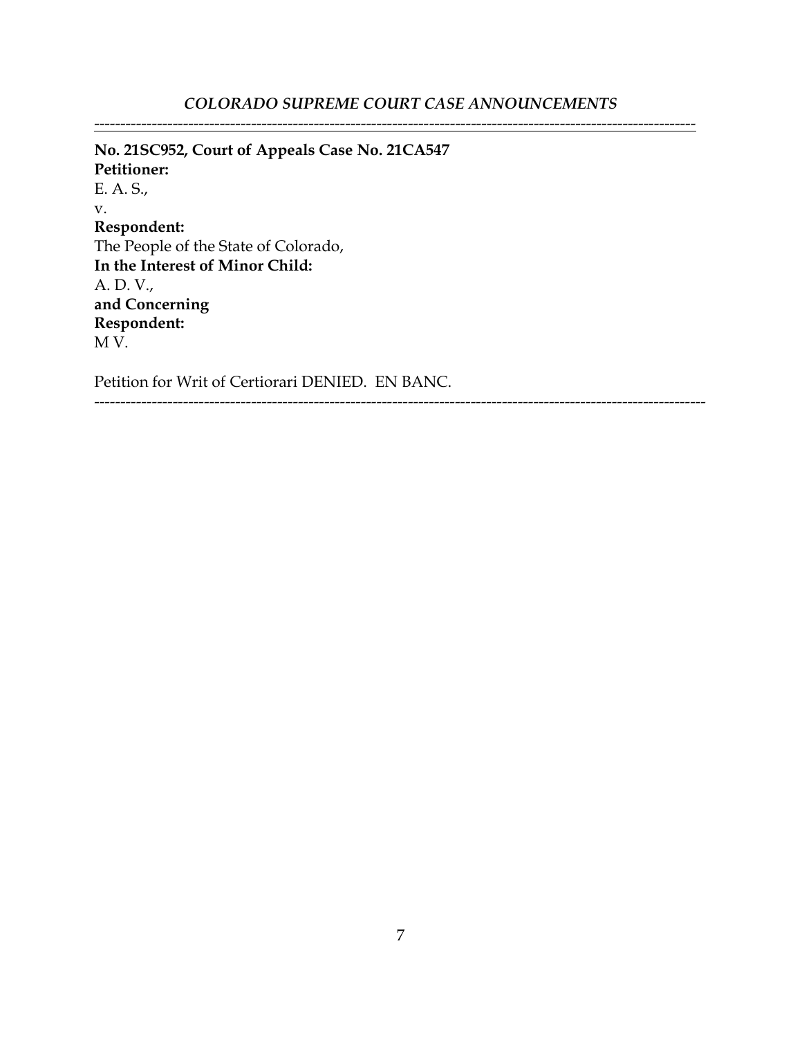**No. 21SC952, Court of Appeals Case No. 21CA547**

**Petitioner:**

E. A. S.,

v.

**Respondent:**

The People of the State of Colorado,

**In the Interest of Minor Child:**

A. D. V.,

**and Concerning**

**Respondent:**

M V.

Petition for Writ of Certiorari DENIED. EN BANC.

---